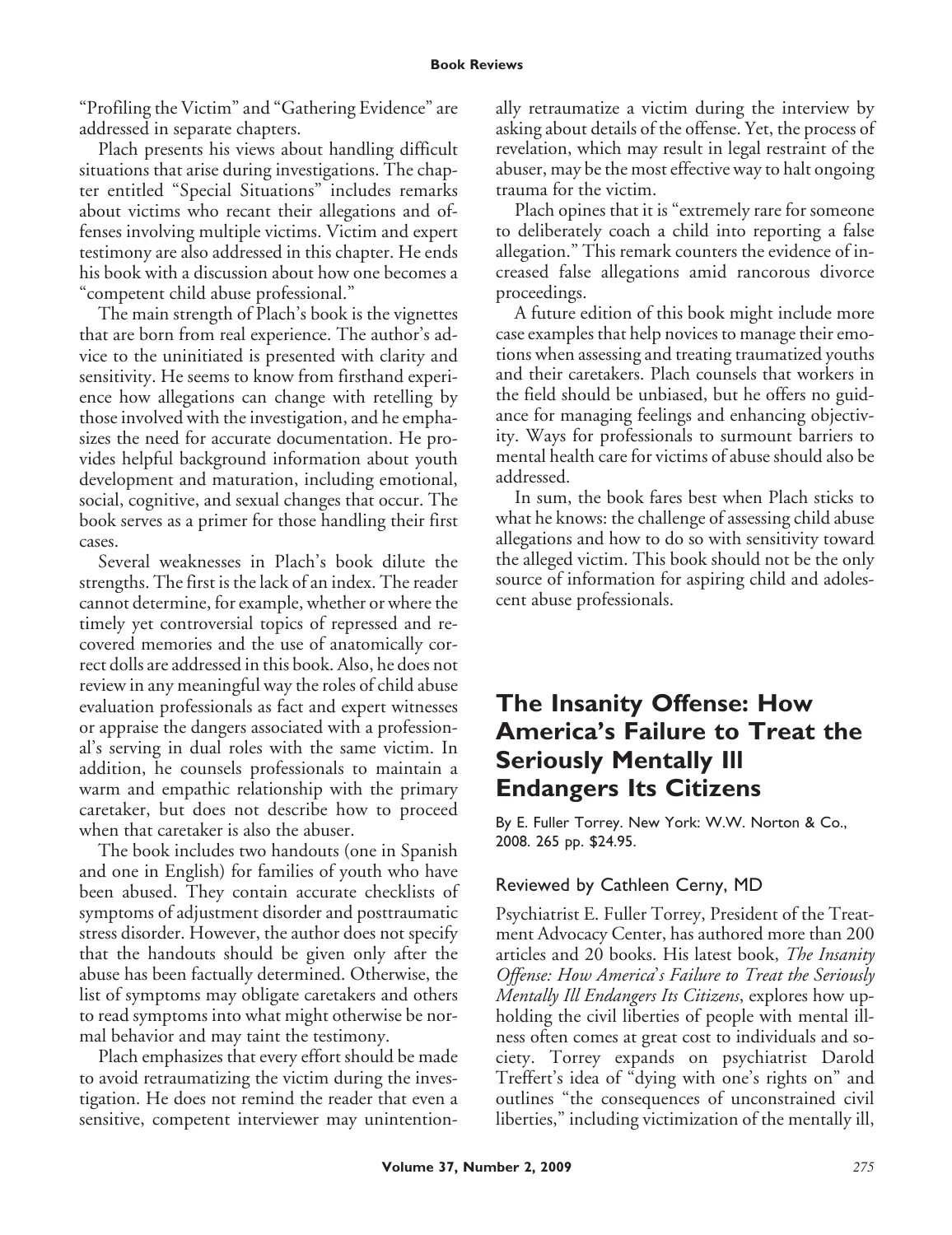"Profiling the Victim" and "Gathering Evidence" are addressed in separate chapters.

Plach presents his views about handling difficult situations that arise during investigations. The chapter entitled "Special Situations" includes remarks about victims who recant their allegations and offenses involving multiple victims. Victim and expert testimony are also addressed in this chapter. He ends his book with a discussion about how one becomes a "competent child abuse professional."

The main strength of Plach's book is the vignettes that are born from real experience. The author's advice to the uninitiated is presented with clarity and sensitivity. He seems to know from firsthand experience how allegations can change with retelling by those involved with the investigation, and he emphasizes the need for accurate documentation. He provides helpful background information about youth development and maturation, including emotional, social, cognitive, and sexual changes that occur. The book serves as a primer for those handling their first cases.

Several weaknesses in Plach's book dilute the strengths. The first is the lack of an index. The reader cannot determine, for example, whether or where the timely yet controversial topics of repressed and recovered memories and the use of anatomically correct dolls are addressed in this book. Also, he does not review in any meaningful way the roles of child abuse evaluation professionals as fact and expert witnesses or appraise the dangers associated with a professional's serving in dual roles with the same victim. In addition, he counsels professionals to maintain a warm and empathic relationship with the primary caretaker, but does not describe how to proceed when that caretaker is also the abuser.

The book includes two handouts (one in Spanish and one in English) for families of youth who have been abused. They contain accurate checklists of symptoms of adjustment disorder and posttraumatic stress disorder. However, the author does not specify that the handouts should be given only after the abuse has been factually determined. Otherwise, the list of symptoms may obligate caretakers and others to read symptoms into what might otherwise be normal behavior and may taint the testimony.

Plach emphasizes that every effort should be made to avoid retraumatizing the victim during the investigation. He does not remind the reader that even a sensitive, competent interviewer may unintentionally retraumatize a victim during the interview by asking about details of the offense. Yet, the process of revelation, which may result in legal restraint of the abuser, may be the most effective way to halt ongoing trauma for the victim.

Plach opines that it is "extremely rare for someone to deliberately coach a child into reporting a false allegation." This remark counters the evidence of increased false allegations amid rancorous divorce proceedings.

A future edition of this book might include more case examples that help novices to manage their emotions when assessing and treating traumatized youths and their caretakers. Plach counsels that workers in the field should be unbiased, but he offers no guidance for managing feelings and enhancing objectivity. Ways for professionals to surmount barriers to mental health care for victims of abuse should also be addressed.

In sum, the book fares best when Plach sticks to what he knows: the challenge of assessing child abuse allegations and how to do so with sensitivity toward the alleged victim. This book should not be the only source of information for aspiring child and adolescent abuse professionals.

## The Insanity Offense: How America's Failure to Treat the Seriously Mentally Ill Endangers Its Citizens

By E. Fuller Torrey. New York: W.W. Norton & Co., 2008. 265 pp. $24.95.

### Reviewed by Cathleen Cerny, MD

Psychiatrist E. Fuller Torrey, President of the Treatment Advocacy Center, has authored more than 200 articles and 20 books. His latest book, *The Insanity Offense: How America's Failure to Treat the Seriously Mentally Ill Endangers Its Citizens*, explores how upholding the civil liberties of people with mental illness often comes at great cost to individuals and society. Torrey expands on psychiatrist Darold Treffert's idea of "dying with one's rights on" and outlines "the consequences of unconstrained civil liberties," including victimization of the mentally ill,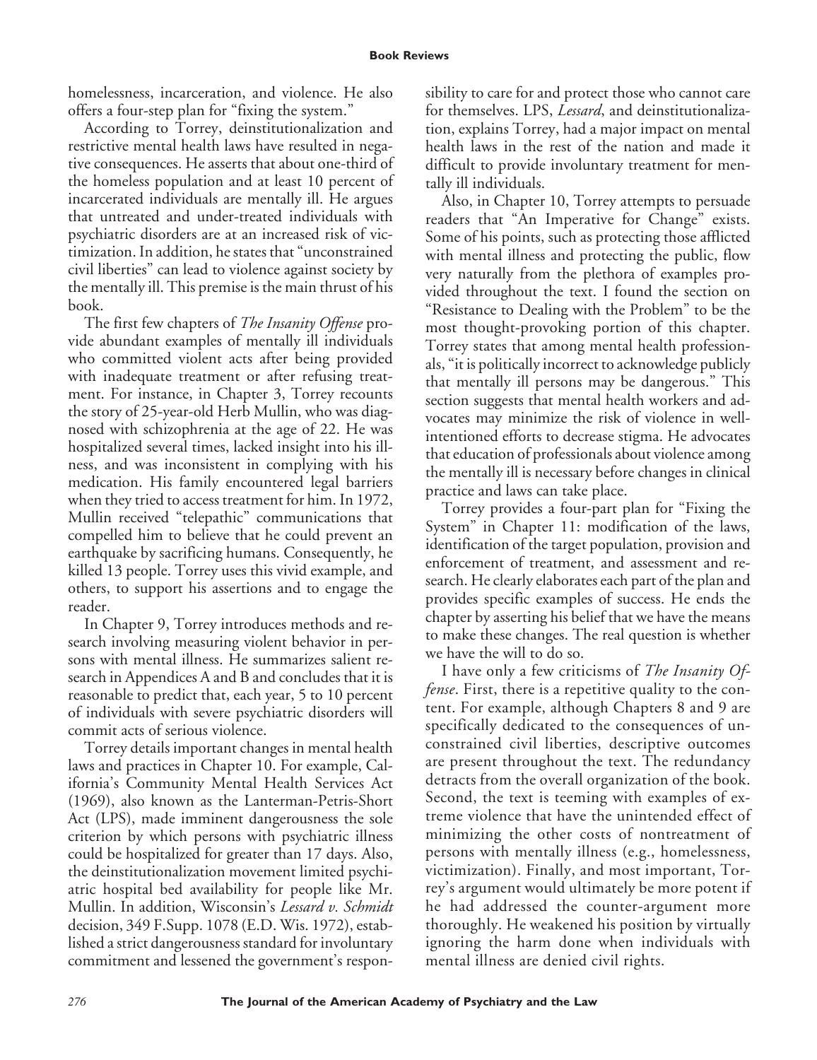homelessness, incarceration, and violence. He also offers a four-step plan for "fixing the system."

According to Torrey, deinstitutionalization and restrictive mental health laws have resulted in negative consequences. He asserts that about one-third of the homeless population and at least 10 percent of incarcerated individuals are mentally ill. He argues that untreated and under-treated individuals with psychiatric disorders are at an increased risk of victimization. In addition, he states that "unconstrained civil liberties" can lead to violence against society by the mentally ill. This premise is the main thrust of his book.

The first few chapters of *The Insanity Offense* provide abundant examples of mentally ill individuals who committed violent acts after being provided with inadequate treatment or after refusing treatment. For instance, in Chapter 3, Torrey recounts the story of 25-year-old Herb Mullin, who was diagnosed with schizophrenia at the age of 22. He was hospitalized several times, lacked insight into his illness, and was inconsistent in complying with his medication. His family encountered legal barriers when they tried to access treatment for him. In 1972, Mullin received "telepathic" communications that compelled him to believe that he could prevent an earthquake by sacrificing humans. Consequently, he killed 13 people. Torrey uses this vivid example, and others, to support his assertions and to engage the reader.

In Chapter 9, Torrey introduces methods and research involving measuring violent behavior in persons with mental illness. He summarizes salient research in Appendices A and B and concludes that it is reasonable to predict that, each year, 5 to 10 percent of individuals with severe psychiatric disorders will commit acts of serious violence.

Torrey details important changes in mental health laws and practices in Chapter 10. For example, California's Community Mental Health Services Act (1969), also known as the Lanterman-Petris-Short Act (LPS), made imminent dangerousness the sole criterion by which persons with psychiatric illness could be hospitalized for greater than 17 days. Also, the deinstitutionalization movement limited psychiatric hospital bed availability for people like Mr. Mullin. In addition, Wisconsin's *Lessard v. Schmidt* decision, 349 F.Supp. 1078 (E.D. Wis. 1972), established a strict dangerousness standard for involuntary commitment and lessened the government's responsibility to care for and protect those who cannot care for themselves. LPS, *Lessard*, and deinstitutionalization, explains Torrey, had a major impact on mental health laws in the rest of the nation and made it difficult to provide involuntary treatment for mentally ill individuals.

Also, in Chapter 10, Torrey attempts to persuade readers that "An Imperative for Change" exists. Some of his points, such as protecting those afflicted with mental illness and protecting the public, flow very naturally from the plethora of examples provided throughout the text. I found the section on "Resistance to Dealing with the Problem" to be the most thought-provoking portion of this chapter. Torrey states that among mental health professionals, "it is politically incorrect to acknowledge publicly that mentally ill persons may be dangerous." This section suggests that mental health workers and advocates may minimize the risk of violence in well-intentioned efforts to decrease stigma. He advocates that education of professionals about violence among the mentally ill is necessary before changes in clinical practice and laws can take place.

Torrey provides a four-part plan for "Fixing the System" in Chapter 11: modification of the laws, identification of the target population, provision and enforcement of treatment, and assessment and research. He clearly elaborates each part of the plan and provides specific examples of success. He ends the chapter by asserting his belief that we have the means to make these changes. The real question is whether we have the will to do so.

I have only a few criticisms of *The Insanity Offense*. First, there is a repetitive quality to the content. For example, although Chapters 8 and 9 are specifically dedicated to the consequences of unconstrained civil liberties, descriptive outcomes are present throughout the text. The redundancy detracts from the overall organization of the book. Second, the text is teeming with examples of extreme violence that have the unintended effect of minimizing the other costs of nontreatment of persons with mentally illness (e.g., homelessness, victimization). Finally, and most important, Torrey's argument would ultimately be more potent if he had addressed the counter-argument more thoroughly. He weakened his position by virtually ignoring the harm done when individuals with mental illness are denied civil rights.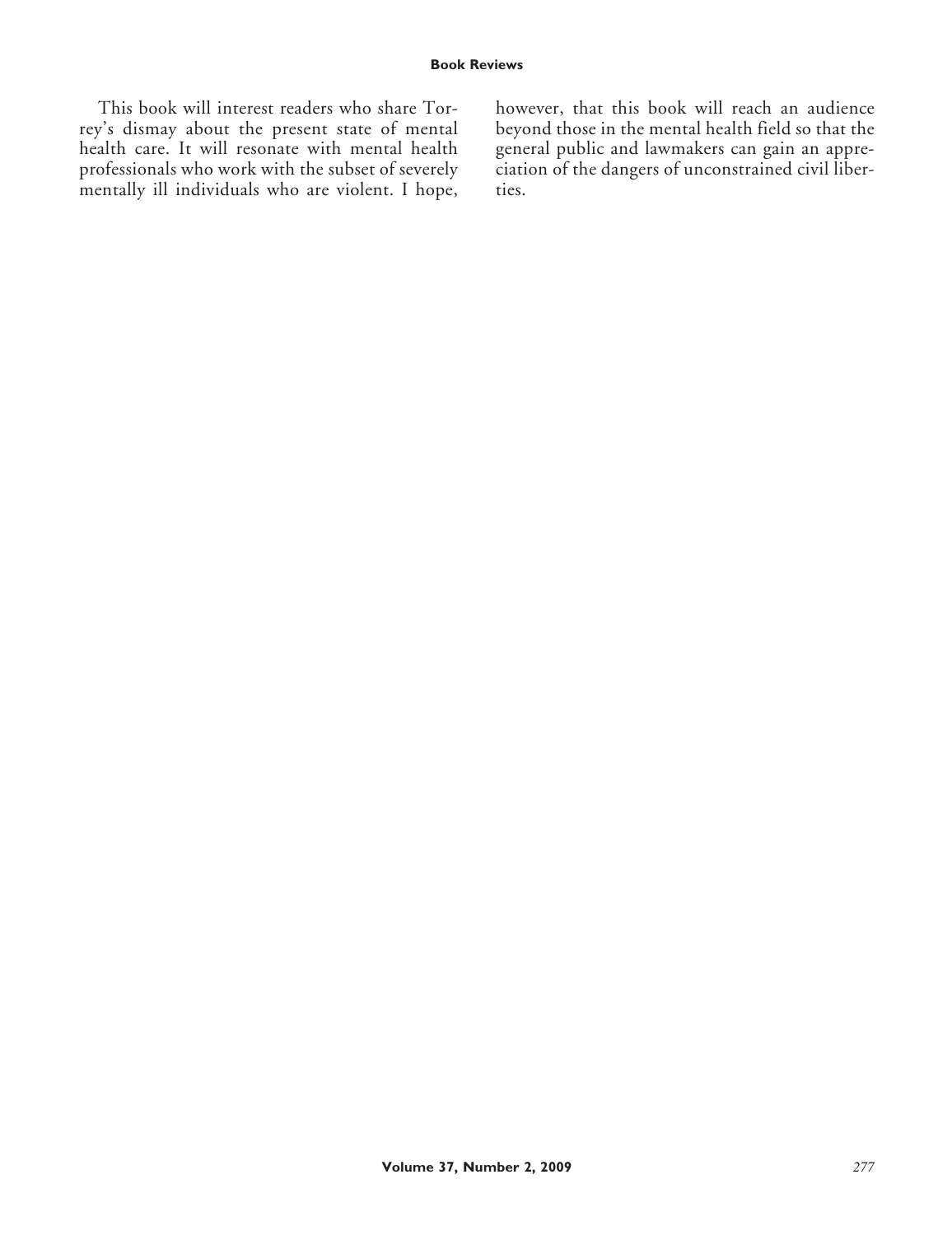This book will interest readers who share Torrey's dismay about the present state of mental health care. It will resonate with mental health professionals who work with the subset of severely mentally ill individuals who are violent. I hope, however, that this book will reach an audience beyond those in the mental health field so that the general public and lawmakers can gain an appreciation of the dangers of unconstrained civil liberties.